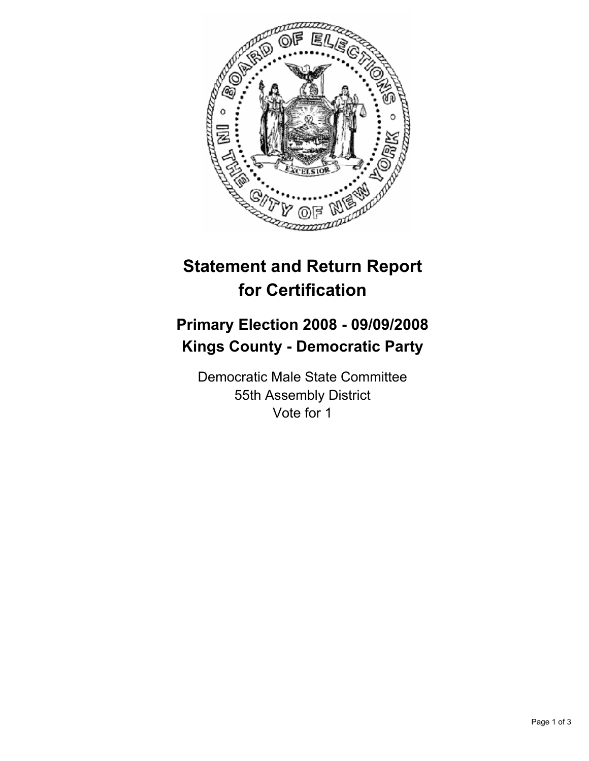# Statement and Return Report for Certification

## Primary Election 2008 - 09/09/2008
## Kings County - Democratic Party

Democratic Male State Committee
55th Assembly District
Vote for 1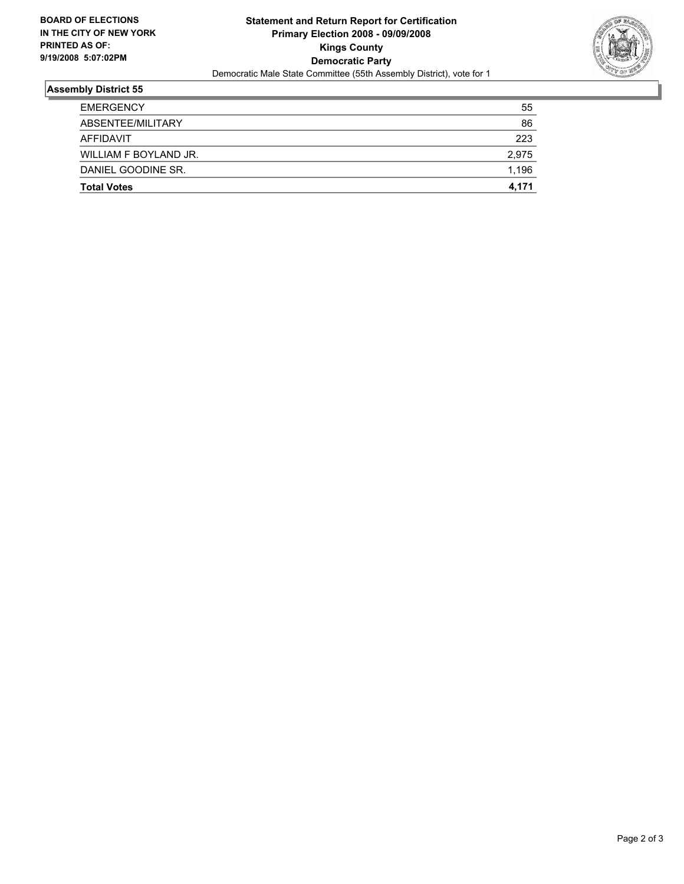**BOARD OF ELECTIONS IN THE CITY OF NEW YORK**
**PRINTED AS OF: 9/19/2008 5:07:02PM**

**Statement and Return Report for Certification**
**Primary Election 2008 - 09/09/2008**
**Kings County**
**Democratic Party**
Democratic Male State Committee (55th Assembly District), vote for 1

## Assembly District 55

| | |
|---|---|
| EMERGENCY | 55 |
| ABSENTEE/MILITARY | 86 |
| AFFIDAVIT | 223 |
| WILLIAM F BOYLAND JR. | 2,975 |
| DANIEL GOODINE SR. | 1,196 |
| **Total Votes** | **4,171** |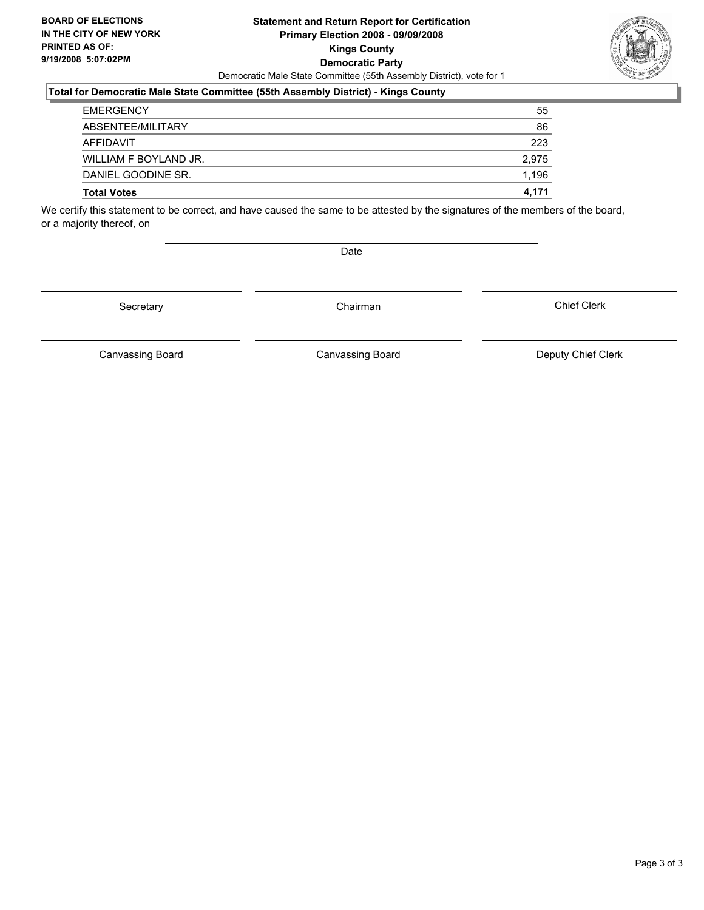**BOARD OF ELECTIONS IN THE CITY OF NEW YORK**
**PRINTED AS OF: 9/19/2008 5:07:02PM**

**Statement and Return Report for Certification**
**Primary Election 2008 - 09/09/2008**
**Kings County**
**Democratic Party**
Democratic Male State Committee (55th Assembly District), vote for 1

### Total for Democratic Male State Committee (55th Assembly District) - Kings County

| | |
|---|---|
| EMERGENCY | 55 |
| ABSENTEE/MILITARY | 86 |
| AFFIDAVIT | 223 |
| WILLIAM F BOYLAND JR. | 2,975 |
| DANIEL GOODINE SR. | 1,196 |
| **Total Votes** | **4,171** |

We certify this statement to be correct, and have caused the same to be attested by the signatures of the members of the board, or a majority thereof, on

Date

Secretary

Chairman

Chief Clerk

Canvassing Board

Canvassing Board

Deputy Chief Clerk